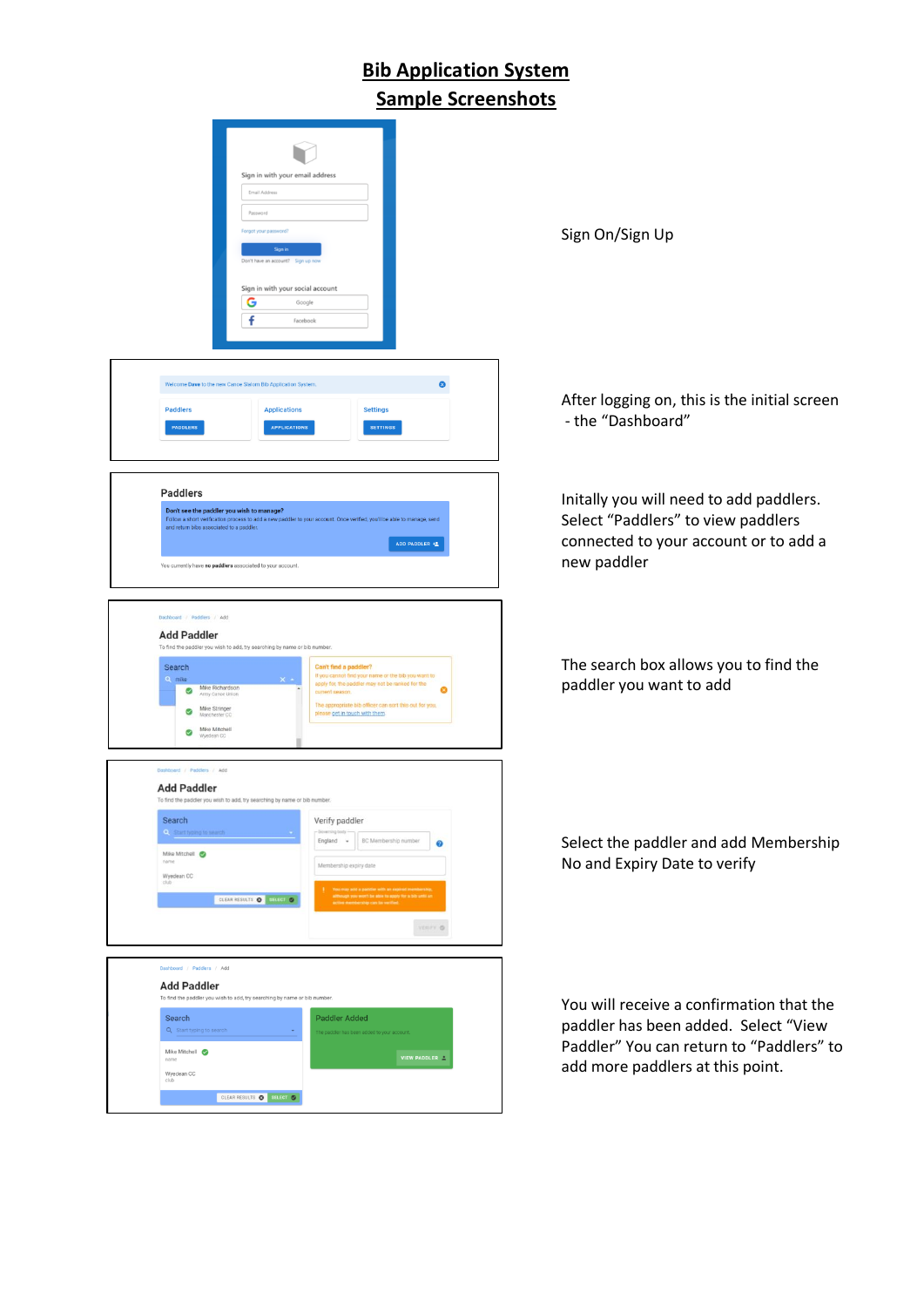# Bib Application System

## Sample Screenshots

Sign On/Sign Up

After logging on, this is the initial screen - the "Dashboard"

Initally you will need to add paddlers. Select "Paddlers" to view paddlers connected to your account or to add a new paddler

The search box allows you to find the paddler you want to add

Select the paddler and add Membership No and Expiry Date to verify

You will receive a confirmation that the paddler has been added. Select "View Paddler" You can return to "Paddlers" to add more paddlers at this point.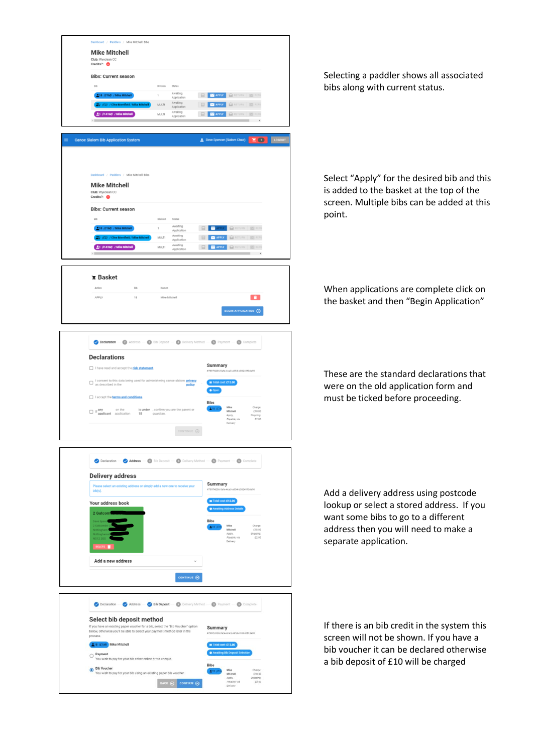Selecting a paddler shows all associated bibs along with current status.

Select "Apply" for the desired bib and this is added to the basket at the top of the screen. Multiple bibs can be added at this point.

When applications are complete click on the basket and then "Begin Application"

These are the standard declarations that were on the old application form and must be ticked before proceeding.

Add a delivery address using postcode lookup or select a stored address. If you want some bibs to go to a different address then you will need to make a separate application.

If there is an bib credit in the system this screen will not be shown. If you have a bib voucher it can be declared otherwise a bib deposit of £10 will be charged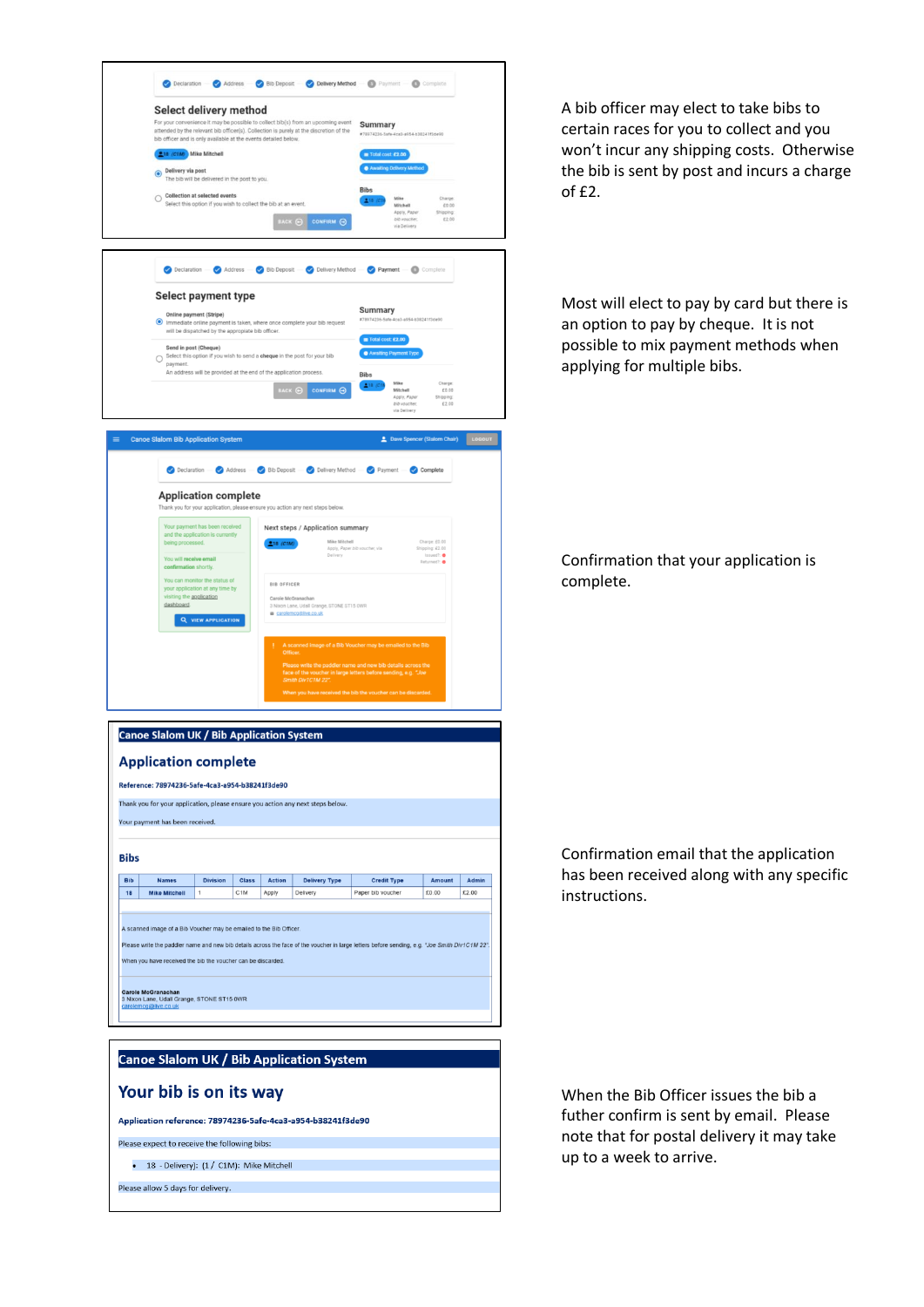## Select delivery method

For your convenience it may be possible to collect bib(s) from an upcoming event attended by the relevant bib officer(s). Collection is purely at the discretion of the bib officer and is only available at the events detailed below.

18 (C1M) Mike Mitchell

- Delivery via post
  The bib will be delivered in the post to you.
- Collection at selected events
  Select this option if you wish to collect the bib at an event.

BACK CONFIRM

A bib officer may elect to take bibs to certain races for you to collect and you won't incur any shipping costs. Otherwise the bib is sent by post and incurs a charge of £2.

## Select payment type

- Online payment (Stripe)
  Immediate online payment is taken, where once complete your bib request will be dispatched by the appropriate bib officer.
- Send in post (Cheque)
  Select this option if you wish to send a cheque in the post for your bib payment.
  An address will be provided at the end of the application process.

BACK CONFIRM

Most will elect to pay by card but there is an option to pay by cheque. It is not possible to mix payment methods when applying for multiple bibs.

## Application complete

Thank you for your application, please ensure you action any next steps below.

Your payment has been received and the application is currently being processed.

You will receive email confirmation shortly.

You can monitor the status of your application at any time by visiting the application dashboard.

VIEW APPLICATION

Next steps / Application summary

BIB OFFICER

Carole McGranachan
3 Nixon Lane, Udall Grange, STONE ST15 0WR

A scanned image of a Bib Voucher may be emailed to the Bib Officer.

Please write the paddler name and new bib details across the face of the voucher in large letters before sending, e.g. "Joe Smith Div1C1M 22".

When you have received the bib the voucher can be discarded.

Confirmation that your application is complete.

**Canoe Slalom UK / Bib Application System**

## Application complete

Reference: 78974236-5afe-4ca3-a954-b38241f3de90

Thank you for your application, please ensure you action any next steps below.

Your payment has been received.

### Bibs

| Bib | Names | Division | Class | Action | Delivery Type | Credit Type | Amount | Admin |
|---|---|---|---|---|---|---|---|---|
| 18 | Mike Mitchell | 1 | C1M | Apply | Delivery | Paper bib voucher | £0.00 | £2.00 |

A scanned image of a Bib Voucher may be emailed to the Bib Officer.

Please write the paddler name and new bib details across the face of the voucher in large letters before sending, e.g. "Joe Smith Div1C1M 22".

When you have received the bib the voucher can be discarded.

Carole McGranachan
3 Nixon Lane, Udall Grange, STONE ST15 0WR
carolemcg@live.co.uk

Confirmation email that the application has been received along with any specific instructions.

**Canoe Slalom UK / Bib Application System**

## Your bib is on its way

Application reference: 78974236-5afe-4ca3-a954-b38241f3de90

Please expect to receive the following bibs:

- 18 - Delivery): (1 / C1M): Mike Mitchell

Please allow 5 days for delivery.

When the Bib Officer issues the bib a futher confirm is sent by email. Please note that for postal delivery it may take up to a week to arrive.